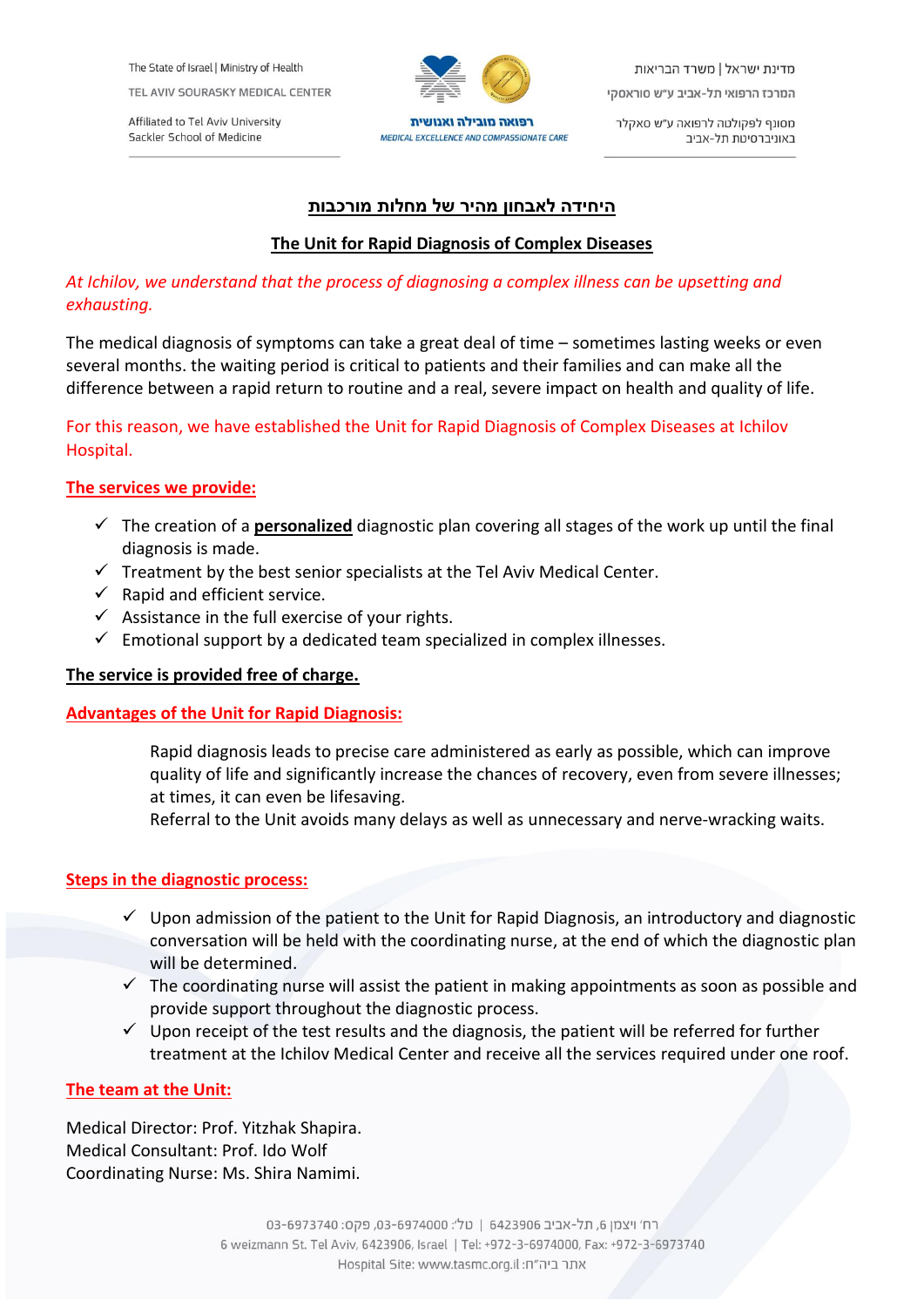The State of Israel | Ministry of Health
TEL AVIV SOURASKY MEDICAL CENTER
Affiliated to Tel Aviv University
Sackler School of Medicine

רפואה מובילה ואנושית
MEDICAL EXCELLENCE AND COMPASSIONATE CARE

מדינת ישראל | משרד הבריאות
המרכז הרפואי תל-אביב ע"ש סוראסקי
מסונף לפקולטה לרפואה ע"ש סאקלר
באוניברסיטת תל-אביב

# היחידה לאבחון מהיר של מחלות מורכבות

# The Unit for Rapid Diagnosis of Complex Diseases

*At Ichilov, we understand that the process of diagnosing a complex illness can be upsetting and exhausting.*

The medical diagnosis of symptoms can take a great deal of time – sometimes lasting weeks or even several months. the waiting period is critical to patients and their families and can make all the difference between a rapid return to routine and a real, severe impact on health and quality of life.

For this reason, we have established the Unit for Rapid Diagnosis of Complex Diseases at Ichilov Hospital.

## The services we provide:

- ✓ The creation of a **personalized** diagnostic plan covering all stages of the work up until the final diagnosis is made.
- ✓ Treatment by the best senior specialists at the Tel Aviv Medical Center.
- ✓ Rapid and efficient service.
- ✓ Assistance in the full exercise of your rights.
- ✓ Emotional support by a dedicated team specialized in complex illnesses.

**The service is provided free of charge.**

## Advantages of the Unit for Rapid Diagnosis:

Rapid diagnosis leads to precise care administered as early as possible, which can improve quality of life and significantly increase the chances of recovery, even from severe illnesses; at times, it can even be lifesaving.
Referral to the Unit avoids many delays as well as unnecessary and nerve-wracking waits.

## Steps in the diagnostic process:

- ✓ Upon admission of the patient to the Unit for Rapid Diagnosis, an introductory and diagnostic conversation will be held with the coordinating nurse, at the end of which the diagnostic plan will be determined.
- ✓ The coordinating nurse will assist the patient in making appointments as soon as possible and provide support throughout the diagnostic process.
- ✓ Upon receipt of the test results and the diagnosis, the patient will be referred for further treatment at the Ichilov Medical Center and receive all the services required under one roof.

## The team at the Unit:

Medical Director: Prof. Yitzhak Shapira.
Medical Consultant: Prof. Ido Wolf
Coordinating Nurse: Ms. Shira Namimi.

רח' ויצמן 6, תל-אביב 6423906 | טל': 03-6974000, פקס: 03-6973740
6 weizmann St. Tel Aviv, 6423906, Israel | Tel: +972-3-6974000, Fax: +972-3-6973740
Hospital Site: www.tasmc.org.il :אתר ביה"ח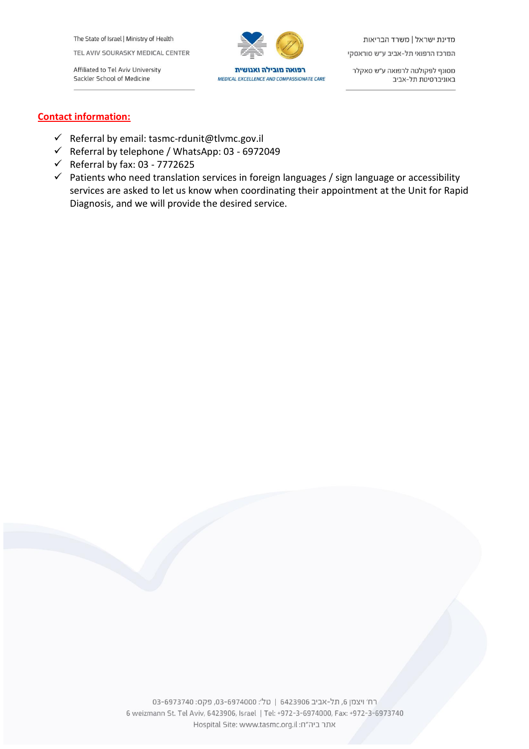**Contact information:**

- ✓ Referral by email: tasmc-rdunit@tlvmc.gov.il
- ✓ Referral by telephone / WhatsApp: 03 - 6972049
- ✓ Referral by fax: 03 - 7772625
- ✓ Patients who need translation services in foreign languages / sign language or accessibility services are asked to let us know when coordinating their appointment at the Unit for Rapid Diagnosis, and we will provide the desired service.